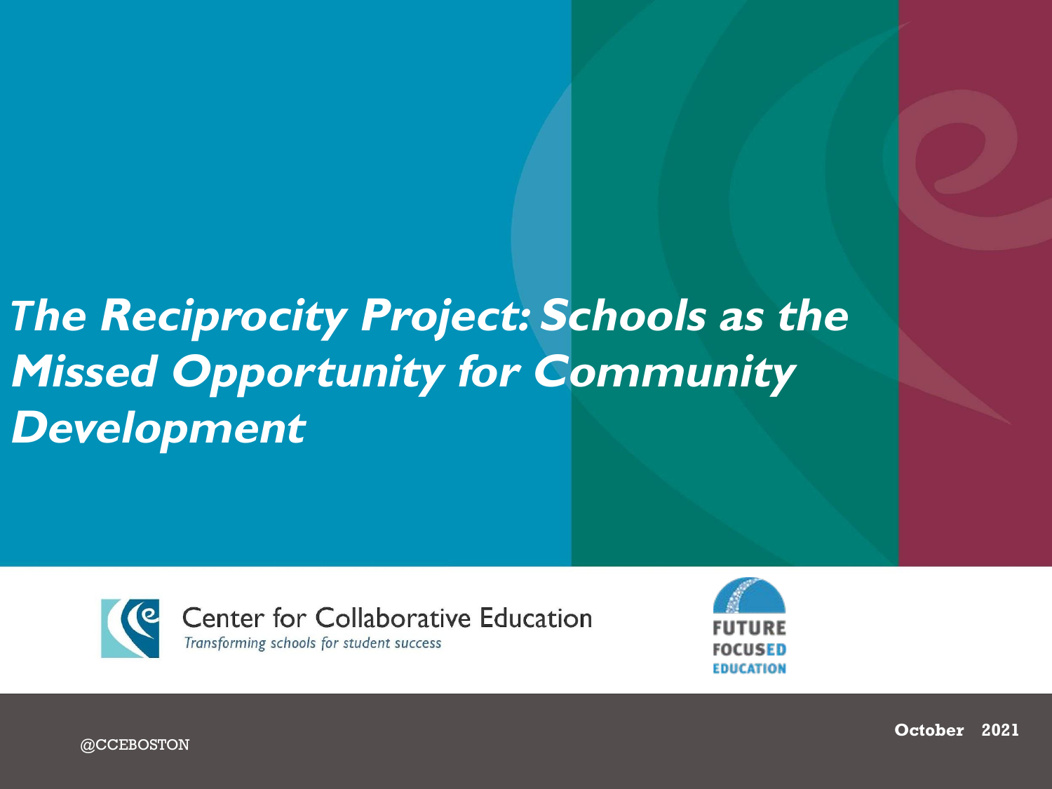# *The Reciprocity Project: Schools as the Missed Opportunity for Community Development*

Center for Collaborative Education

*Transforming schools for student success*

FUTURE FOCUSED EDUCATION

@CCEBOSTON

**October 2021**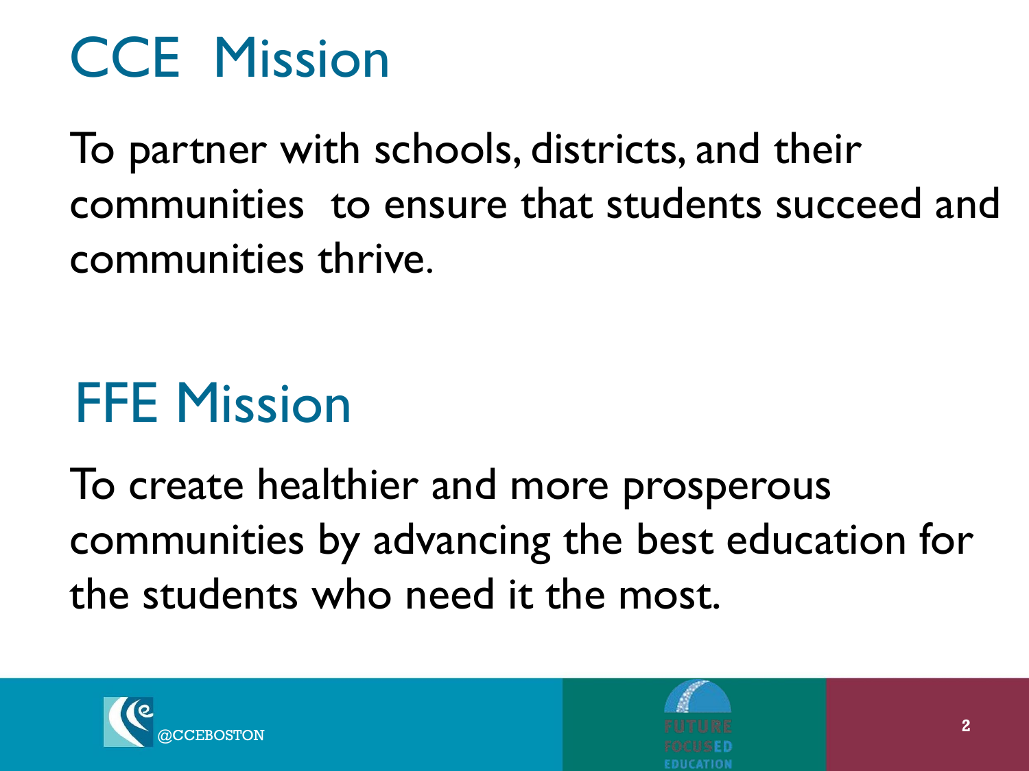# CCE Mission

To partner with schools, districts, and their communities to ensure that students succeed and communities thrive.

# FFE Mission

To create healthier and more prosperous communities by advancing the best education for the students who need it the most.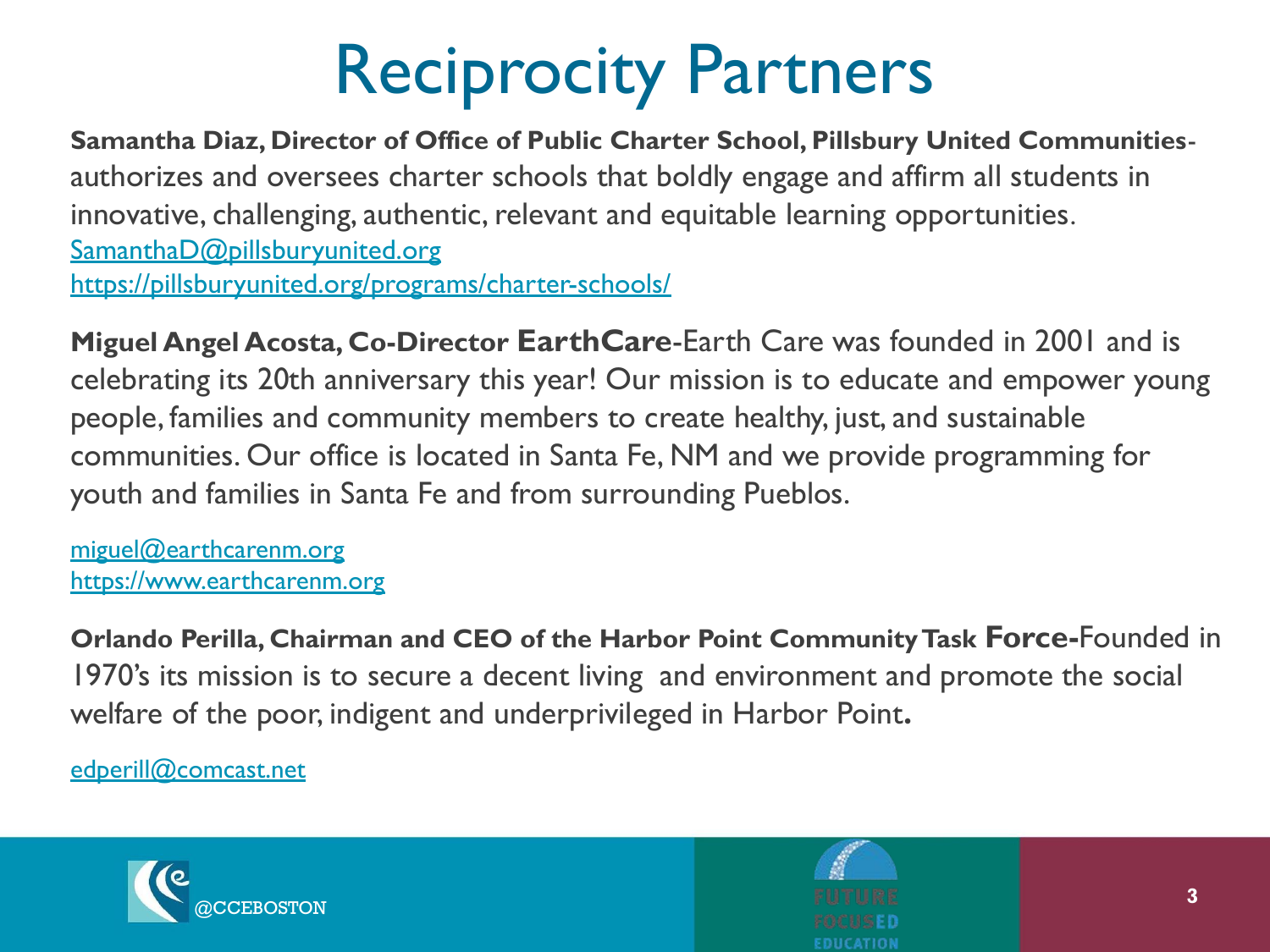# Reciprocity Partners

**Samantha Diaz, Director of Office of Public Charter School, Pillsbury United Communities-** authorizes and oversees charter schools that boldly engage and affirm all students in innovative, challenging, authentic, relevant and equitable learning opportunities.
[SamanthaD@pillsburyunited.org](mailto:SamanthaD@pillsburyunited.org)
https://pillsburyunited.org/programs/charter-schools/

**Miguel Angel Acosta, Co-Director EarthCare**-Earth Care was founded in 2001 and is celebrating its 20th anniversary this year! Our mission is to educate and empower young people, families and community members to create healthy, just, and sustainable communities. Our office is located in Santa Fe, NM and we provide programming for youth and families in Santa Fe and from surrounding Pueblos.

[miguel@earthcarenm.org](mailto:miguel@earthcarenm.org)
https://www.earthcarenm.org

**Orlando Perilla, Chairman and CEO of the Harbor Point Community Task Force-**Founded in 1970's its mission is to secure a decent living and environment and promote the social welfare of the poor, indigent and underprivileged in Harbor Point.

[edperill@comcast.net](mailto:edperill@comcast.net)

@CCEBOSTON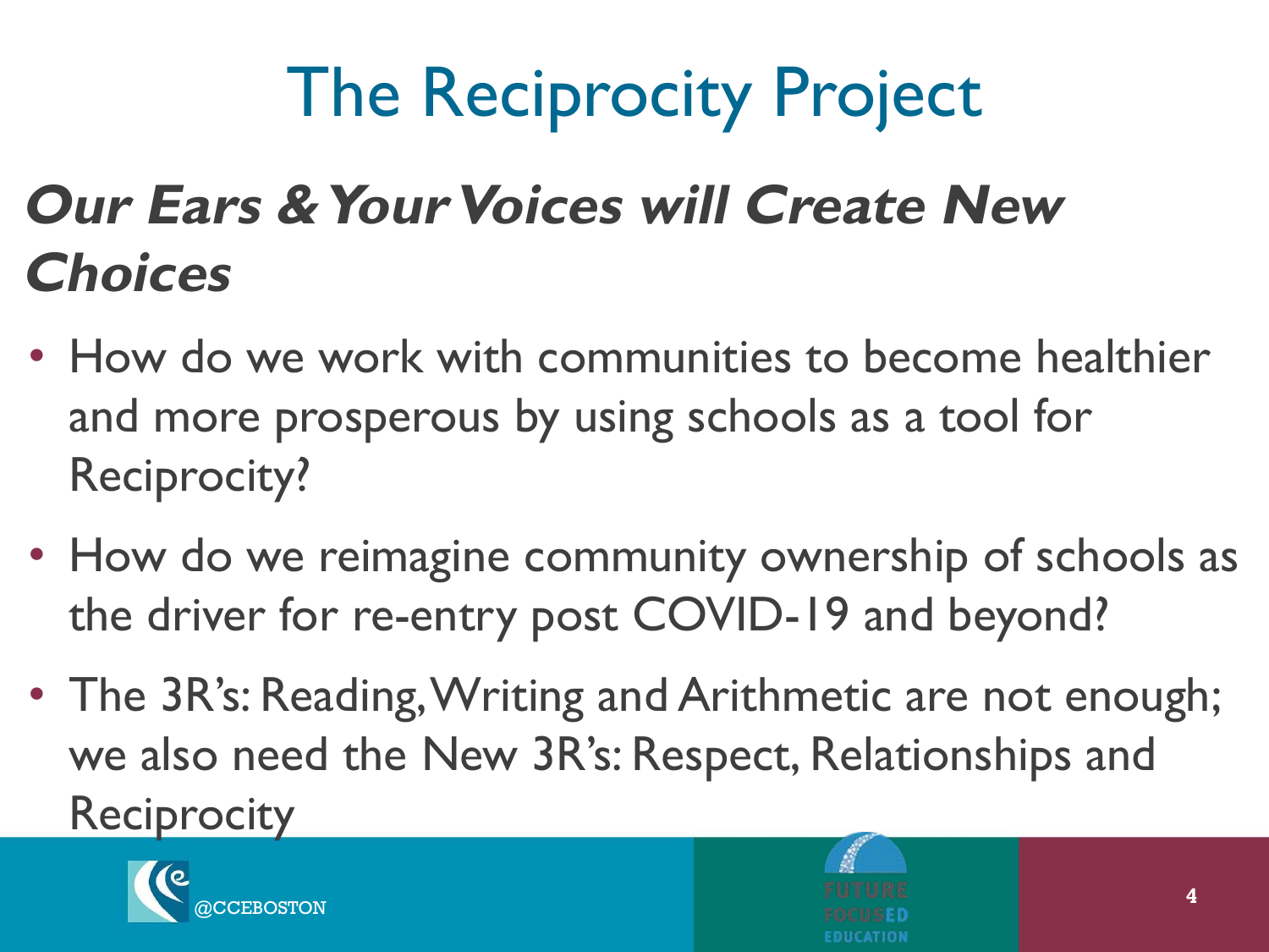# The Reciprocity Project

## *Our Ears & Your Voices will Create New Choices*

- How do we work with communities to become healthier and more prosperous by using schools as a tool for Reciprocity?
- How do we reimagine community ownership of schools as the driver for re-entry post COVID-19 and beyond?
- The 3R's: Reading, Writing and Arithmetic are not enough; we also need the New 3R's: Respect, Relationships and Reciprocity

@CCEBOSTON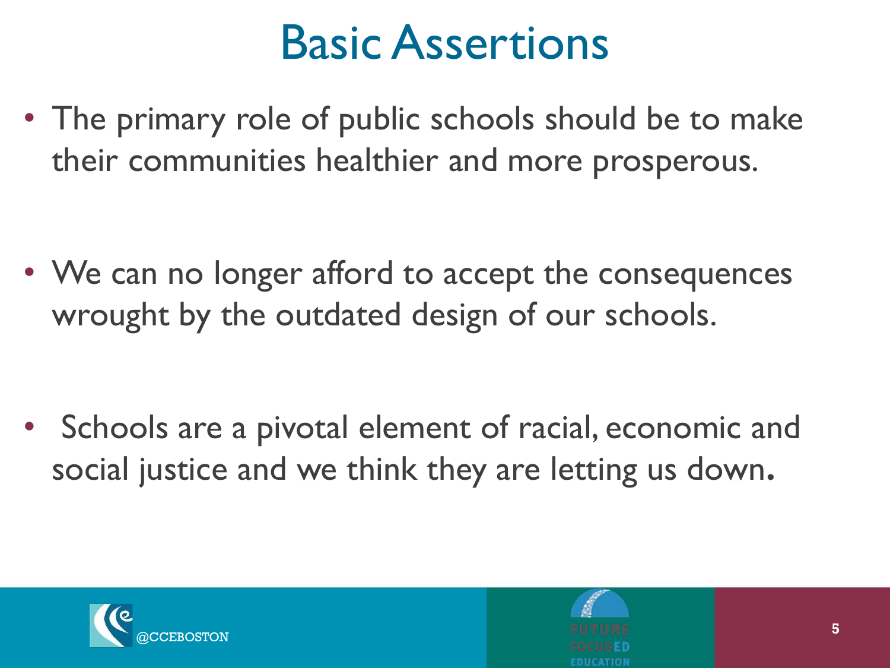# Basic Assertions

- The primary role of public schools should be to make their communities healthier and more prosperous.

- We can no longer afford to accept the consequences wrought by the outdated design of our schools.

- Schools are a pivotal element of racial, economic and social justice and we think they are letting us down.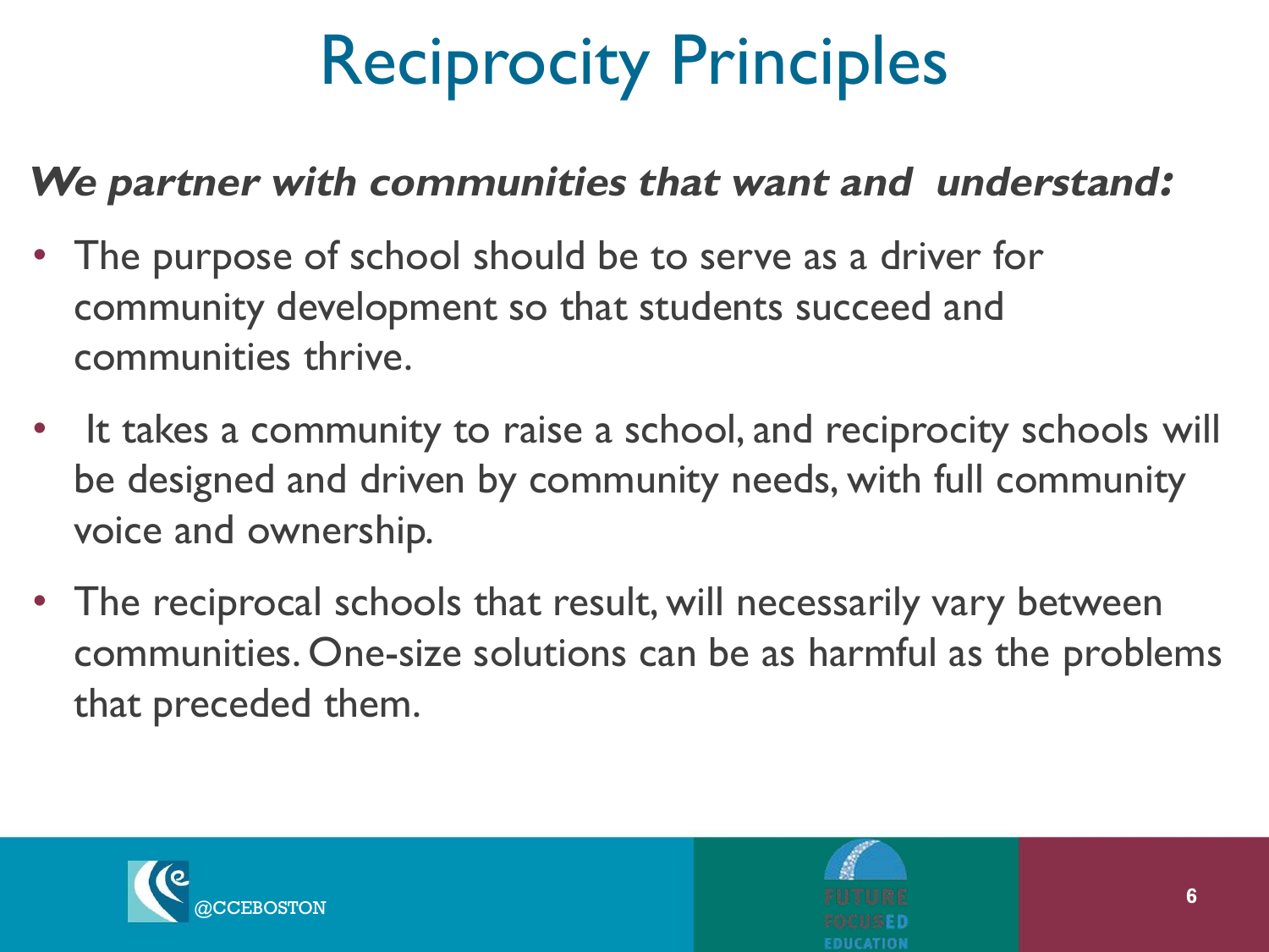# Reciprocity Principles

***We partner with communities that want and understand:***

- The purpose of school should be to serve as a driver for community development so that students succeed and communities thrive.
- It takes a community to raise a school, and reciprocity schools will be designed and driven by community needs, with full community voice and ownership.
- The reciprocal schools that result, will necessarily vary between communities. One-size solutions can be as harmful as the problems that preceded them.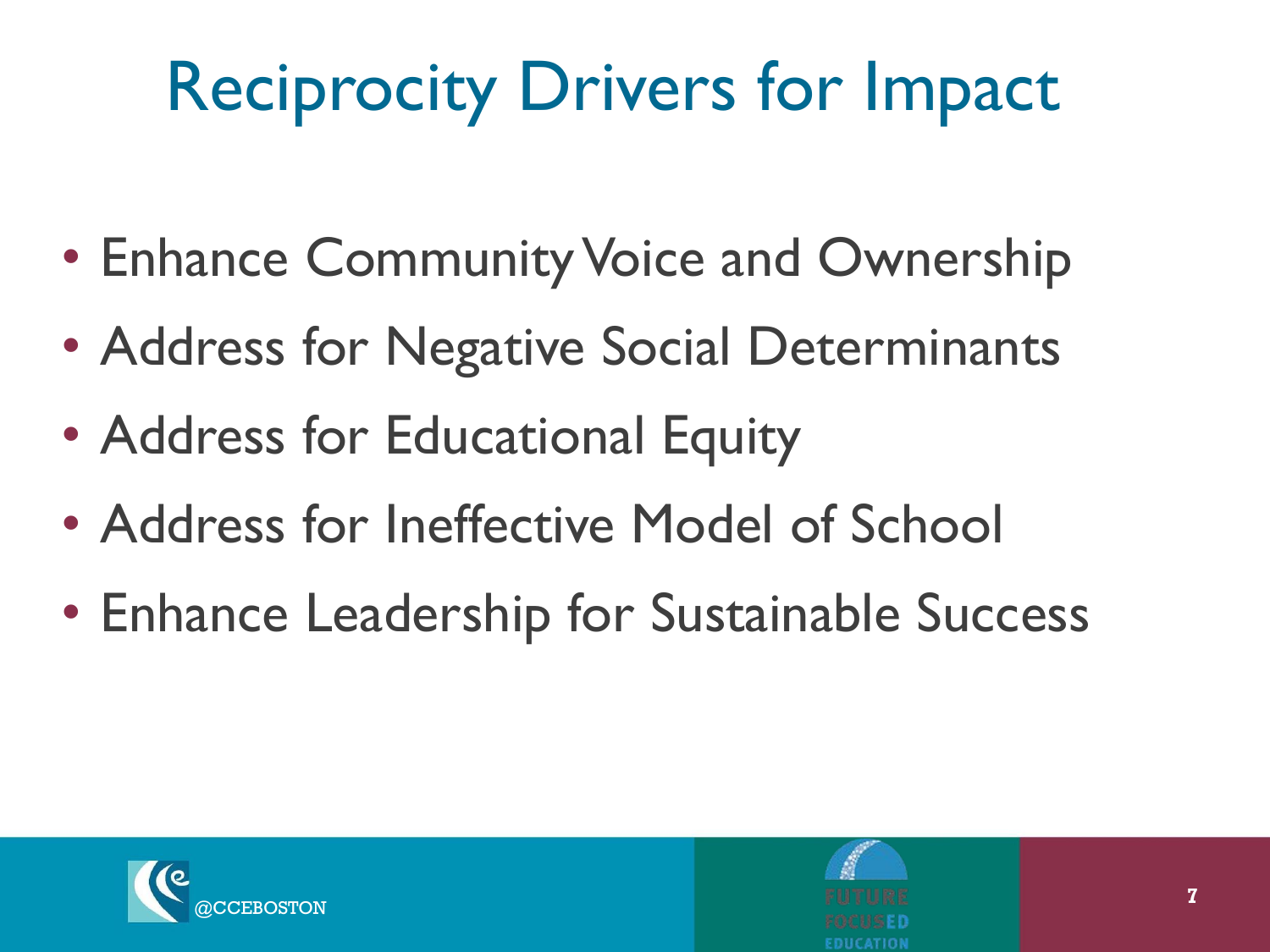# Reciprocity Drivers for Impact

- Enhance Community Voice and Ownership
- Address for Negative Social Determinants
- Address for Educational Equity
- Address for Ineffective Model of School
- Enhance Leadership for Sustainable Success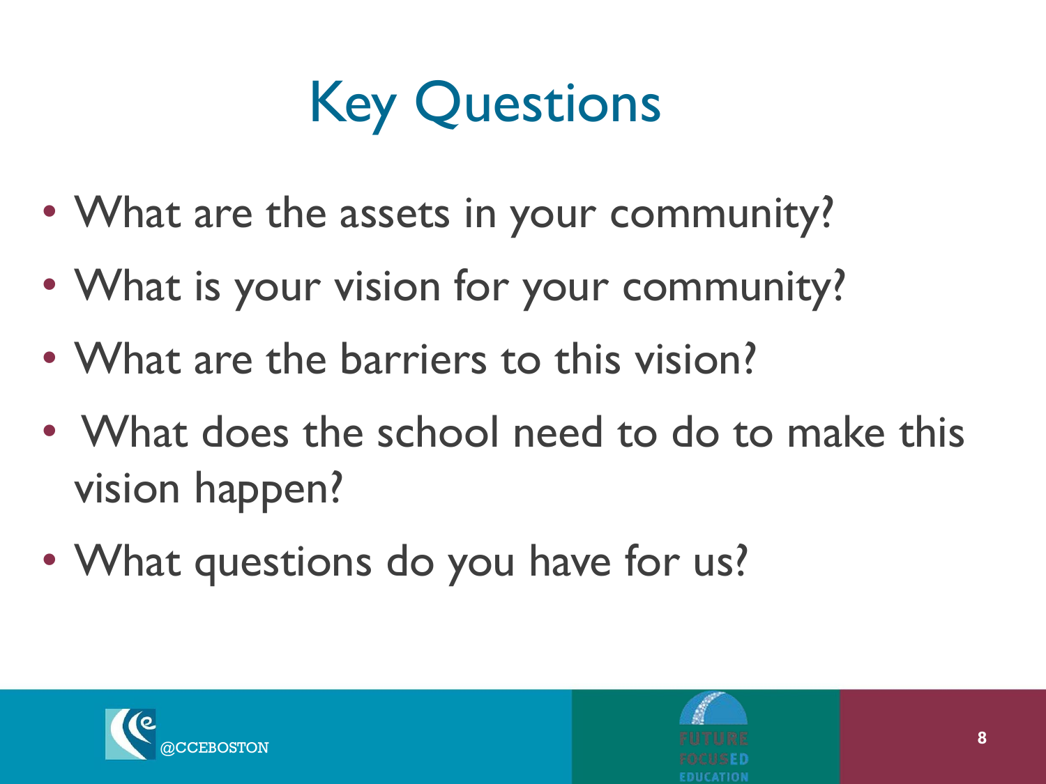# Key Questions

- What are the assets in your community?
- What is your vision for your community?
- What are the barriers to this vision?
- What does the school need to do to make this vision happen?
- What questions do you have for us?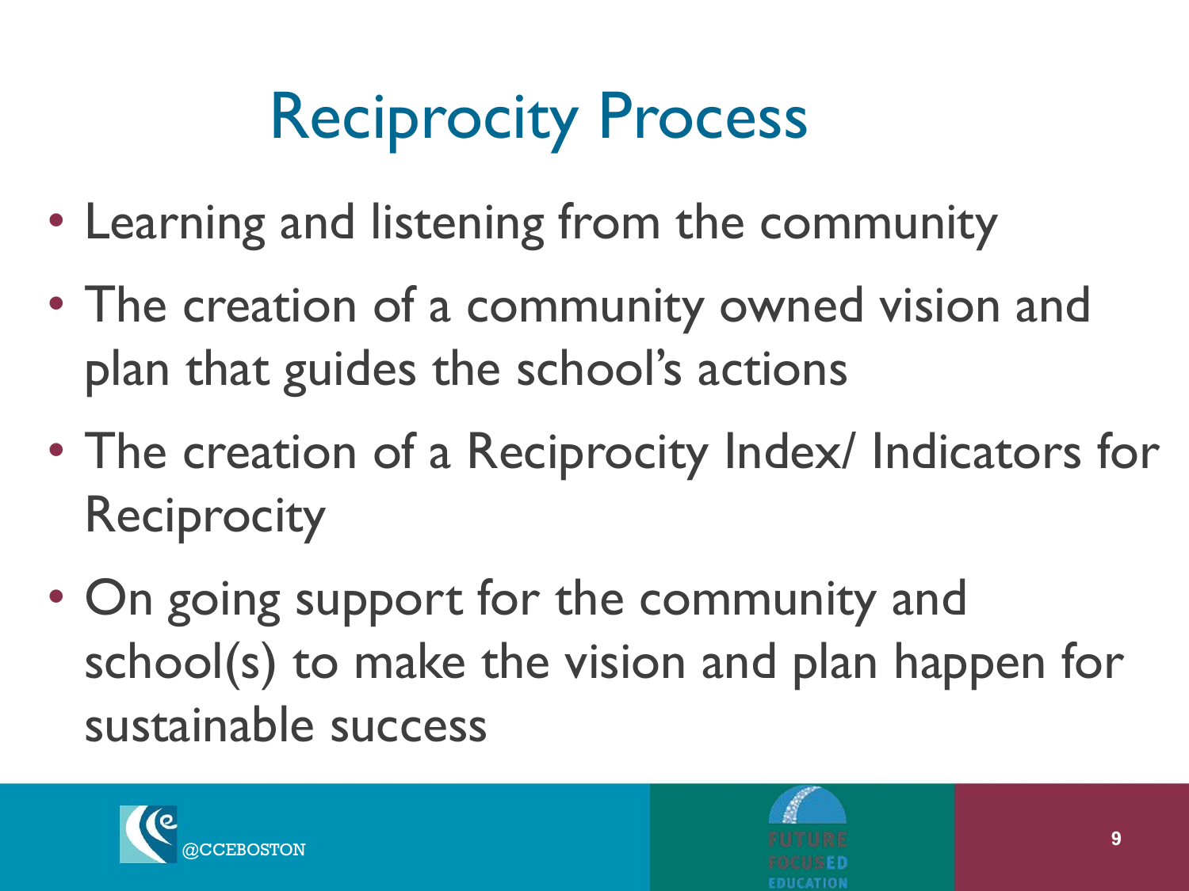# Reciprocity Process

- Learning and listening from the community
- The creation of a community owned vision and plan that guides the school's actions
- The creation of a Reciprocity Index/ Indicators for Reciprocity
- On going support for the community and school(s) to make the vision and plan happen for sustainable success